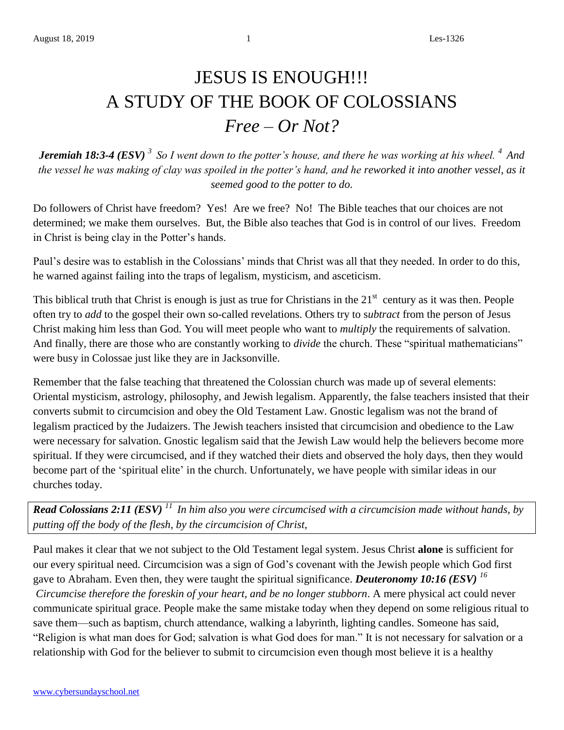# JESUS IS ENOUGH!!!
# A STUDY OF THE BOOK OF COLOSSIANS
## *Free – Or Not?*

***Jeremiah 18:3-4 (ESV)*** *[3] So I went down to the potter's house, and there he was working at his wheel. [4] And the vessel he was making of clay was spoiled in the potter's hand, and he reworked it into another vessel, as it seemed good to the potter to do.*

Do followers of Christ have freedom? Yes! Are we free? No! The Bible teaches that our choices are not determined; we make them ourselves. But, the Bible also teaches that God is in control of our lives. Freedom in Christ is being clay in the Potter's hands.

Paul's desire was to establish in the Colossians' minds that Christ was all that they needed. In order to do this, he warned against failing into the traps of legalism, mysticism, and asceticism.

This biblical truth that Christ is enough is just as true for Christians in the 21st century as it was then. People often try to *add* to the gospel their own so-called revelations. Others try to s*ubtract* from the person of Jesus Christ making him less than God. You will meet people who want to *multiply* the requirements of salvation. And finally, there are those who are constantly working to *divide* the church. These "spiritual mathematicians" were busy in Colossae just like they are in Jacksonville.

Remember that the false teaching that threatened the Colossian church was made up of several elements: Oriental mysticism, astrology, philosophy, and Jewish legalism. Apparently, the false teachers insisted that their converts submit to circumcision and obey the Old Testament Law. Gnostic legalism was not the brand of legalism practiced by the Judaizers. The Jewish teachers insisted that circumcision and obedience to the Law were necessary for salvation. Gnostic legalism said that the Jewish Law would help the believers become more spiritual. If they were circumcised, and if they watched their diets and observed the holy days, then they would become part of the 'spiritual elite' in the church. Unfortunately, we have people with similar ideas in our churches today.

***Read Colossians 2:11 (ESV)*** *[11] In him also you were circumcised with a circumcision made without hands, by putting off the body of the flesh, by the circumcision of Christ,*

Paul makes it clear that we not subject to the Old Testament legal system. Jesus Christ **alone** is sufficient for our every spiritual need. Circumcision was a sign of God's covenant with the Jewish people which God first gave to Abraham. Even then, they were taught the spiritual significance. ***Deuteronomy 10:16 (ESV)*** *[16] Circumcise therefore the foreskin of your heart, and be no longer stubborn*. A mere physical act could never communicate spiritual grace. People make the same mistake today when they depend on some religious ritual to save them—such as baptism, church attendance, walking a labyrinth, lighting candles. Someone has said, "Religion is what man does for God; salvation is what God does for man." It is not necessary for salvation or a relationship with God for the believer to submit to circumcision even though most believe it is a healthy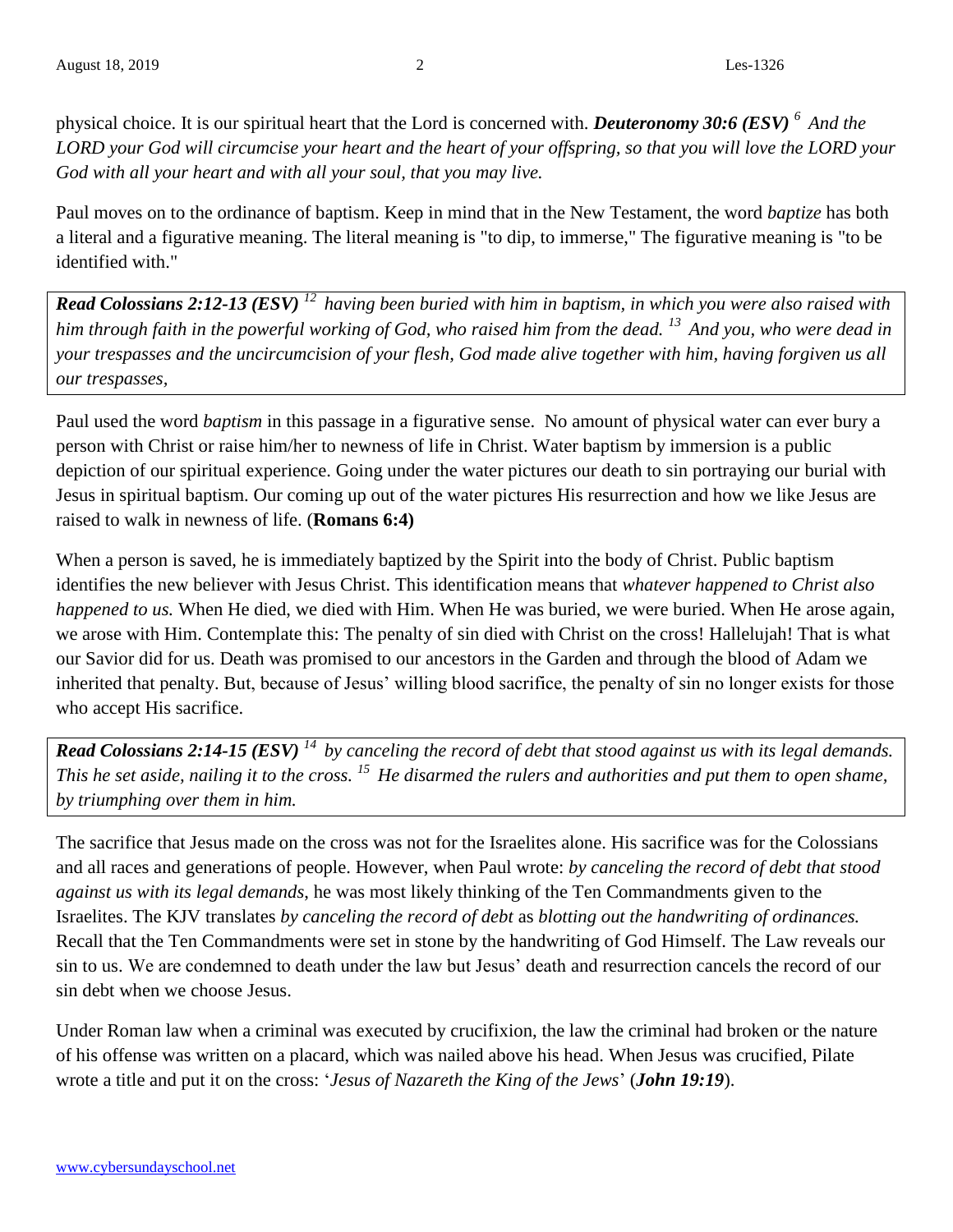physical choice. It is our spiritual heart that the Lord is concerned with. ***Deuteronomy 30:6 (ESV)*** [6] *And the LORD your God will circumcise your heart and the heart of your offspring, so that you will love the LORD your God with all your heart and with all your soul, that you may live.*

Paul moves on to the ordinance of baptism. Keep in mind that in the New Testament, the word *baptize* has both a literal and a figurative meaning. The literal meaning is "to dip, to immerse," The figurative meaning is "to be identified with."

***Read Colossians 2:12-13 (ESV)*** [12] *having been buried with him in baptism, in which you were also raised with him through faith in the powerful working of God, who raised him from the dead.* [13] *And you, who were dead in your trespasses and the uncircumcision of your flesh, God made alive together with him, having forgiven us all our trespasses,*

Paul used the word *baptism* in this passage in a figurative sense. No amount of physical water can ever bury a person with Christ or raise him/her to newness of life in Christ. Water baptism by immersion is a public depiction of our spiritual experience. Going under the water pictures our death to sin portraying our burial with Jesus in spiritual baptism. Our coming up out of the water pictures His resurrection and how we like Jesus are raised to walk in newness of life. (**Romans 6:4)**

When a person is saved, he is immediately baptized by the Spirit into the body of Christ. Public baptism identifies the new believer with Jesus Christ. This identification means that *whatever happened to Christ also happened to us.* When He died, we died with Him. When He was buried, we were buried. When He arose again, we arose with Him. Contemplate this: The penalty of sin died with Christ on the cross! Hallelujah! That is what our Savior did for us. Death was promised to our ancestors in the Garden and through the blood of Adam we inherited that penalty. But, because of Jesus' willing blood sacrifice, the penalty of sin no longer exists for those who accept His sacrifice.

***Read Colossians 2:14-15 (ESV)*** [14] *by canceling the record of debt that stood against us with its legal demands. This he set aside, nailing it to the cross.* [15] *He disarmed the rulers and authorities and put them to open shame, by triumphing over them in him.*

The sacrifice that Jesus made on the cross was not for the Israelites alone. His sacrifice was for the Colossians and all races and generations of people. However, when Paul wrote: *by canceling the record of debt that stood against us with its legal demands*, he was most likely thinking of the Ten Commandments given to the Israelites. The KJV translates *by canceling the record of debt* as *blotting out the handwriting of ordinances.* Recall that the Ten Commandments were set in stone by the handwriting of God Himself. The Law reveals our sin to us. We are condemned to death under the law but Jesus' death and resurrection cancels the record of our sin debt when we choose Jesus.

Under Roman law when a criminal was executed by crucifixion, the law the criminal had broken or the nature of his offense was written on a placard, which was nailed above his head. When Jesus was crucified, Pilate wrote a title and put it on the cross: '*Jesus of Nazareth the King of the Jews*' (***John 19:19***).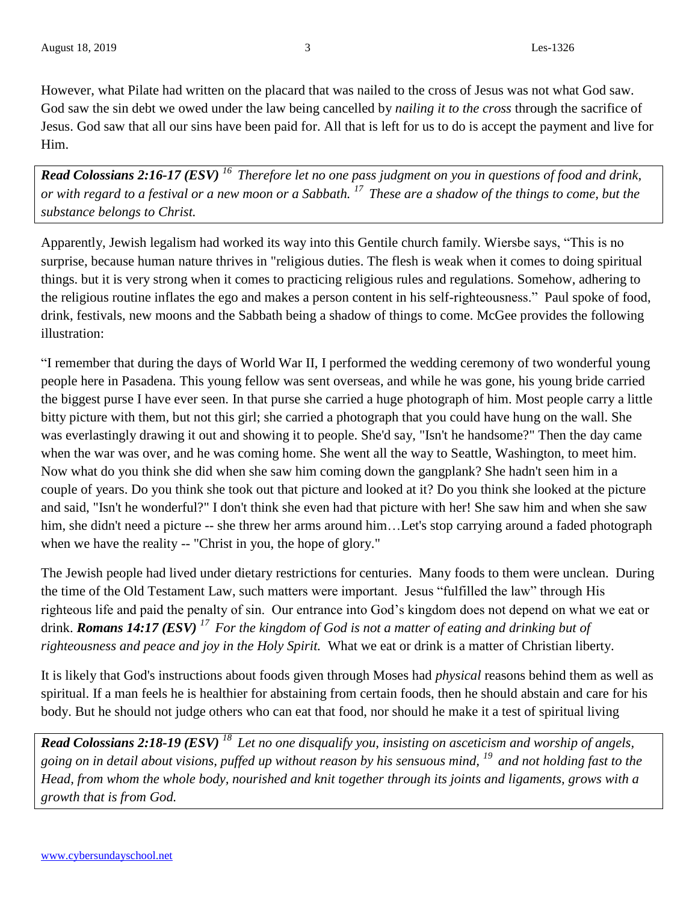However, what Pilate had written on the placard that was nailed to the cross of Jesus was not what God saw. God saw the sin debt we owed under the law being cancelled by *nailing it to the cross* through the sacrifice of Jesus. God saw that all our sins have been paid for. All that is left for us to do is accept the payment and live for Him.

> ***Read Colossians 2:16-17 (ESV)*** *[16] Therefore let no one pass judgment on you in questions of food and drink, or with regard to a festival or a new moon or a Sabbath. [17] These are a shadow of the things to come, but the substance belongs to Christ.*

Apparently, Jewish legalism had worked its way into this Gentile church family. Wiersbe says, "This is no surprise, because human nature thrives in "religious duties. The flesh is weak when it comes to doing spiritual things. but it is very strong when it comes to practicing religious rules and regulations. Somehow, adhering to the religious routine inflates the ego and makes a person content in his self-righteousness." Paul spoke of food, drink, festivals, new moons and the Sabbath being a shadow of things to come. McGee provides the following illustration:

"I remember that during the days of World War II, I performed the wedding ceremony of two wonderful young people here in Pasadena. This young fellow was sent overseas, and while he was gone, his young bride carried the biggest purse I have ever seen. In that purse she carried a huge photograph of him. Most people carry a little bitty picture with them, but not this girl; she carried a photograph that you could have hung on the wall. She was everlastingly drawing it out and showing it to people. She'd say, "Isn't he handsome?" Then the day came when the war was over, and he was coming home. She went all the way to Seattle, Washington, to meet him. Now what do you think she did when she saw him coming down the gangplank? She hadn't seen him in a couple of years. Do you think she took out that picture and looked at it? Do you think she looked at the picture and said, "Isn't he wonderful?" I don't think she even had that picture with her! She saw him and when she saw him, she didn't need a picture -- she threw her arms around him…Let's stop carrying around a faded photograph when we have the reality -- "Christ in you, the hope of glory."

The Jewish people had lived under dietary restrictions for centuries. Many foods to them were unclean. During the time of the Old Testament Law, such matters were important. Jesus "fulfilled the law" through His righteous life and paid the penalty of sin. Our entrance into God's kingdom does not depend on what we eat or drink. ***Romans 14:17 (ESV)*** *[17] For the kingdom of God is not a matter of eating and drinking but of righteousness and peace and joy in the Holy Spirit.* What we eat or drink is a matter of Christian liberty.

It is likely that God's instructions about foods given through Moses had *physical* reasons behind them as well as spiritual. If a man feels he is healthier for abstaining from certain foods, then he should abstain and care for his body. But he should not judge others who can eat that food, nor should he make it a test of spiritual living

> ***Read Colossians 2:18-19 (ESV)*** *[18] Let no one disqualify you, insisting on asceticism and worship of angels, going on in detail about visions, puffed up without reason by his sensuous mind, [19] and not holding fast to the Head, from whom the whole body, nourished and knit together through its joints and ligaments, grows with a growth that is from God.*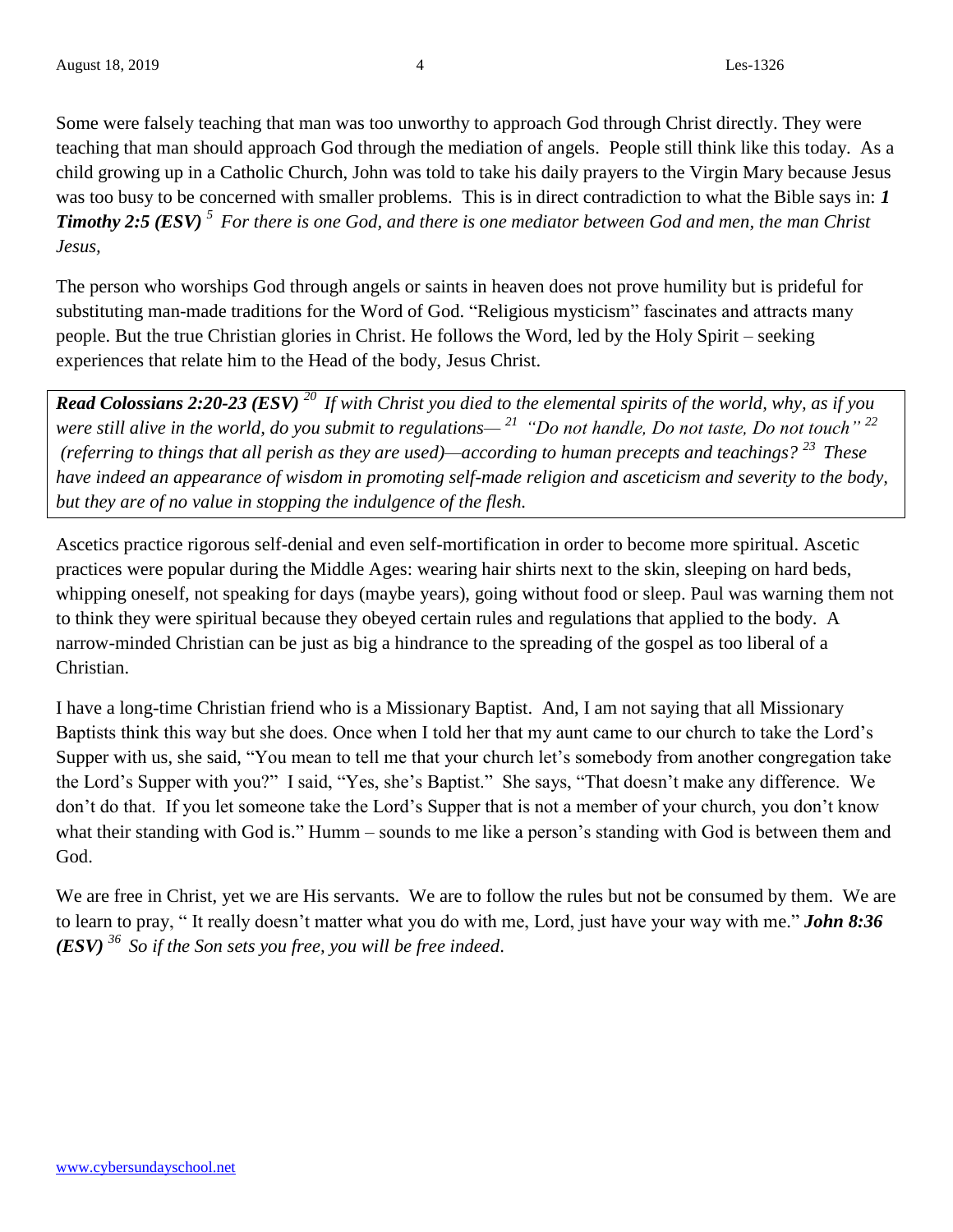Some were falsely teaching that man was too unworthy to approach God through Christ directly. They were teaching that man should approach God through the mediation of angels. People still think like this today. As a child growing up in a Catholic Church, John was told to take his daily prayers to the Virgin Mary because Jesus was too busy to be concerned with smaller problems. This is in direct contradiction to what the Bible says in: ***1 Timothy 2:5 (ESV)*** *[5] For there is one God, and there is one mediator between God and men, the man Christ Jesus,*

The person who worships God through angels or saints in heaven does not prove humility but is prideful for substituting man-made traditions for the Word of God. "Religious mysticism" fascinates and attracts many people. But the true Christian glories in Christ. He follows the Word, led by the Holy Spirit – seeking experiences that relate him to the Head of the body, Jesus Christ.

***Read Colossians 2:20-23 (ESV)*** *[20] If with Christ you died to the elemental spirits of the world, why, as if you were still alive in the world, do you submit to regulations— [21] "Do not handle, Do not taste, Do not touch" [22] (referring to things that all perish as they are used)—according to human precepts and teachings? [23] These have indeed an appearance of wisdom in promoting self-made religion and asceticism and severity to the body, but they are of no value in stopping the indulgence of the flesh.*

Ascetics practice rigorous self-denial and even self-mortification in order to become more spiritual. Ascetic practices were popular during the Middle Ages: wearing hair shirts next to the skin, sleeping on hard beds, whipping oneself, not speaking for days (maybe years), going without food or sleep. Paul was warning them not to think they were spiritual because they obeyed certain rules and regulations that applied to the body. A narrow-minded Christian can be just as big a hindrance to the spreading of the gospel as too liberal of a Christian.

I have a long-time Christian friend who is a Missionary Baptist. And, I am not saying that all Missionary Baptists think this way but she does. Once when I told her that my aunt came to our church to take the Lord's Supper with us, she said, "You mean to tell me that your church let's somebody from another congregation take the Lord's Supper with you?" I said, "Yes, she's Baptist." She says, "That doesn't make any difference. We don't do that. If you let someone take the Lord's Supper that is not a member of your church, you don't know what their standing with God is." Humm – sounds to me like a person's standing with God is between them and God.

We are free in Christ, yet we are His servants. We are to follow the rules but not be consumed by them. We are to learn to pray, " It really doesn't matter what you do with me, Lord, just have your way with me." ***John 8:36 (ESV)*** *[36] So if the Son sets you free, you will be free indeed.*